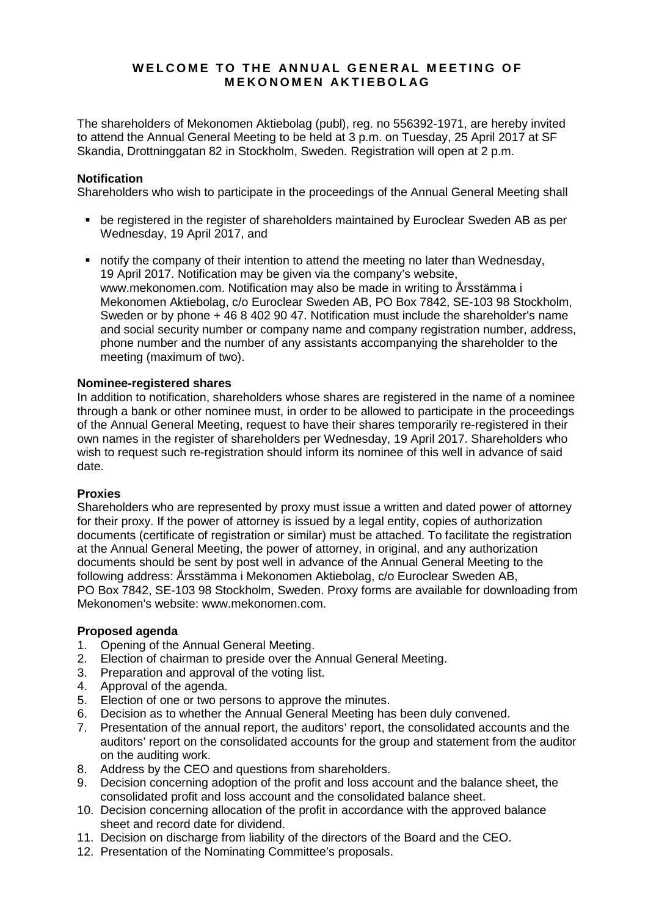# WELCOME TO THE ANNUAL GENERAL MEETING OF MEKONOMEN AKTIEBOLAG

The shareholders of Mekonomen Aktiebolag (publ), reg. no 556392-1971, are hereby invited to attend the Annual General Meeting to be held at 3 p.m. on Tuesday, 25 April 2017 at SF Skandia, Drottninggatan 82 in Stockholm, Sweden. Registration will open at 2 p.m.

**Notification**

Shareholders who wish to participate in the proceedings of the Annual General Meeting shall

- be registered in the register of shareholders maintained by Euroclear Sweden AB as per Wednesday, 19 April 2017, and
- notify the company of their intention to attend the meeting no later than Wednesday, 19 April 2017. Notification may be given via the company's website, www.mekonomen.com. Notification may also be made in writing to Årsstämma i Mekonomen Aktiebolag, c/o Euroclear Sweden AB, PO Box 7842, SE-103 98 Stockholm, Sweden or by phone + 46 8 402 90 47. Notification must include the shareholder's name and social security number or company name and company registration number, address, phone number and the number of any assistants accompanying the shareholder to the meeting (maximum of two).

**Nominee-registered shares**

In addition to notification, shareholders whose shares are registered in the name of a nominee through a bank or other nominee must, in order to be allowed to participate in the proceedings of the Annual General Meeting, request to have their shares temporarily re-registered in their own names in the register of shareholders per Wednesday, 19 April 2017. Shareholders who wish to request such re-registration should inform its nominee of this well in advance of said date.

**Proxies**

Shareholders who are represented by proxy must issue a written and dated power of attorney for their proxy. If the power of attorney is issued by a legal entity, copies of authorization documents (certificate of registration or similar) must be attached. To facilitate the registration at the Annual General Meeting, the power of attorney, in original, and any authorization documents should be sent by post well in advance of the Annual General Meeting to the following address: Årsstämma i Mekonomen Aktiebolag, c/o Euroclear Sweden AB, PO Box 7842, SE-103 98 Stockholm, Sweden. Proxy forms are available for downloading from Mekonomen's website: www.mekonomen.com.

**Proposed agenda**

1. Opening of the Annual General Meeting.
2. Election of chairman to preside over the Annual General Meeting.
3. Preparation and approval of the voting list.
4. Approval of the agenda.
5. Election of one or two persons to approve the minutes.
6. Decision as to whether the Annual General Meeting has been duly convened.
7. Presentation of the annual report, the auditors' report, the consolidated accounts and the auditors' report on the consolidated accounts for the group and statement from the auditor on the auditing work.
8. Address by the CEO and questions from shareholders.
9. Decision concerning adoption of the profit and loss account and the balance sheet, the consolidated profit and loss account and the consolidated balance sheet.
10. Decision concerning allocation of the profit in accordance with the approved balance sheet and record date for dividend.
11. Decision on discharge from liability of the directors of the Board and the CEO.
12. Presentation of the Nominating Committee's proposals.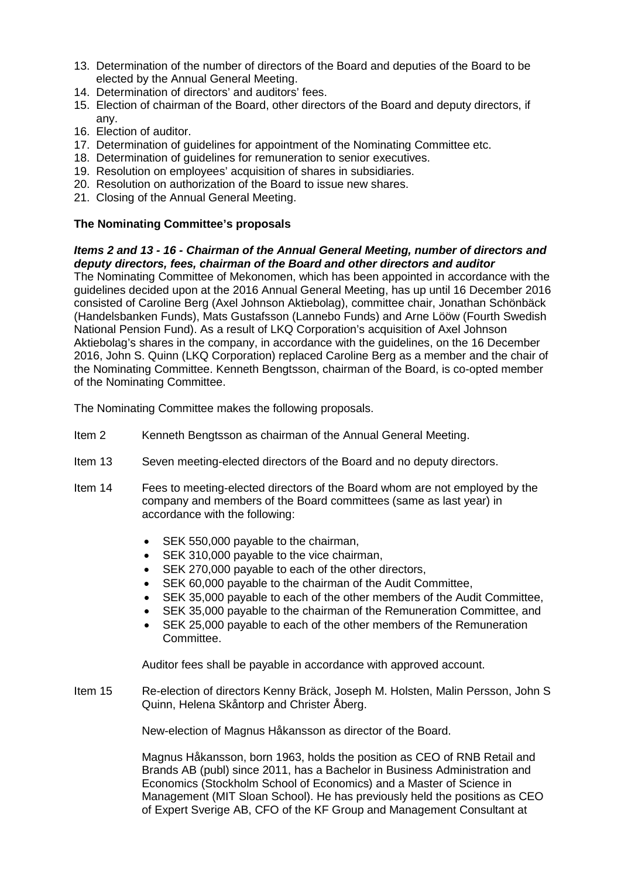13. Determination of the number of directors of the Board and deputies of the Board to be elected by the Annual General Meeting.
14. Determination of directors' and auditors' fees.
15. Election of chairman of the Board, other directors of the Board and deputy directors, if any.
16. Election of auditor.
17. Determination of guidelines for appointment of the Nominating Committee etc.
18. Determination of guidelines for remuneration to senior executives.
19. Resolution on employees' acquisition of shares in subsidiaries.
20. Resolution on authorization of the Board to issue new shares.
21. Closing of the Annual General Meeting.

**The Nominating Committee's proposals**

***Items 2 and 13 - 16 - Chairman of the Annual General Meeting, number of directors and deputy directors, fees, chairman of the Board and other directors and auditor***

The Nominating Committee of Mekonomen, which has been appointed in accordance with the guidelines decided upon at the 2016 Annual General Meeting, has up until 16 December 2016 consisted of Caroline Berg (Axel Johnson Aktiebolag), committee chair, Jonathan Schönbäck (Handelsbanken Funds), Mats Gustafsson (Lannebo Funds) and Arne Lööw (Fourth Swedish National Pension Fund). As a result of LKQ Corporation's acquisition of Axel Johnson Aktiebolag's shares in the company, in accordance with the guidelines, on the 16 December 2016, John S. Quinn (LKQ Corporation) replaced Caroline Berg as a member and the chair of the Nominating Committee. Kenneth Bengtsson, chairman of the Board, is co-opted member of the Nominating Committee.

The Nominating Committee makes the following proposals.

Item 2 Kenneth Bengtsson as chairman of the Annual General Meeting.

Item 13 Seven meeting-elected directors of the Board and no deputy directors.

Item 14 Fees to meeting-elected directors of the Board whom are not employed by the company and members of the Board committees (same as last year) in accordance with the following:

- SEK 550,000 payable to the chairman,
- SEK 310,000 payable to the vice chairman,
- SEK 270,000 payable to each of the other directors,
- SEK 60,000 payable to the chairman of the Audit Committee,
- SEK 35,000 payable to each of the other members of the Audit Committee,
- SEK 35,000 payable to the chairman of the Remuneration Committee, and
- SEK 25,000 payable to each of the other members of the Remuneration Committee.

Auditor fees shall be payable in accordance with approved account.

Item 15 Re-election of directors Kenny Bräck, Joseph M. Holsten, Malin Persson, John S Quinn, Helena Skåntorp and Christer Åberg.

New-election of Magnus Håkansson as director of the Board.

Magnus Håkansson, born 1963, holds the position as CEO of RNB Retail and Brands AB (publ) since 2011, has a Bachelor in Business Administration and Economics (Stockholm School of Economics) and a Master of Science in Management (MIT Sloan School). He has previously held the positions as CEO of Expert Sverige AB, CFO of the KF Group and Management Consultant at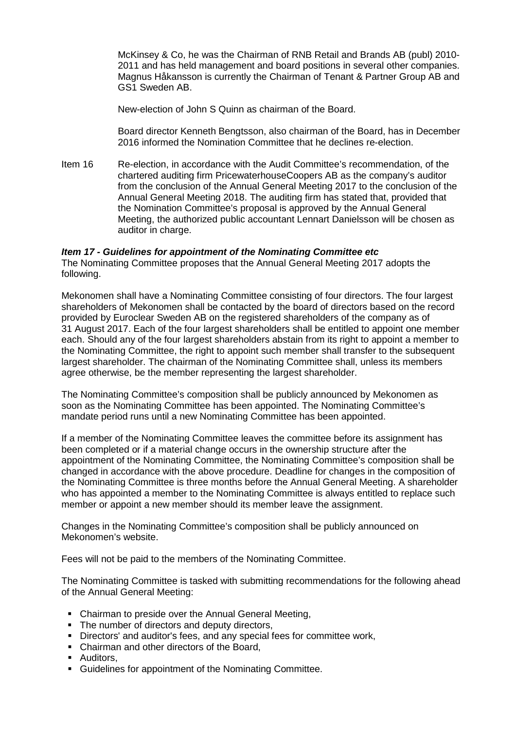McKinsey & Co, he was the Chairman of RNB Retail and Brands AB (publ) 2010-2011 and has held management and board positions in several other companies. Magnus Håkansson is currently the Chairman of Tenant & Partner Group AB and GS1 Sweden AB.

New-election of John S Quinn as chairman of the Board.

Board director Kenneth Bengtsson, also chairman of the Board, has in December 2016 informed the Nomination Committee that he declines re-election.

Item 16 Re-election, in accordance with the Audit Committee's recommendation, of the chartered auditing firm PricewaterhouseCoopers AB as the company's auditor from the conclusion of the Annual General Meeting 2017 to the conclusion of the Annual General Meeting 2018. The auditing firm has stated that, provided that the Nomination Committee's proposal is approved by the Annual General Meeting, the authorized public accountant Lennart Danielsson will be chosen as auditor in charge.

***Item 17 - Guidelines for appointment of the Nominating Committee etc***

The Nominating Committee proposes that the Annual General Meeting 2017 adopts the following.

Mekonomen shall have a Nominating Committee consisting of four directors. The four largest shareholders of Mekonomen shall be contacted by the board of directors based on the record provided by Euroclear Sweden AB on the registered shareholders of the company as of 31 August 2017. Each of the four largest shareholders shall be entitled to appoint one member each. Should any of the four largest shareholders abstain from its right to appoint a member to the Nominating Committee, the right to appoint such member shall transfer to the subsequent largest shareholder. The chairman of the Nominating Committee shall, unless its members agree otherwise, be the member representing the largest shareholder.

The Nominating Committee's composition shall be publicly announced by Mekonomen as soon as the Nominating Committee has been appointed. The Nominating Committee's mandate period runs until a new Nominating Committee has been appointed.

If a member of the Nominating Committee leaves the committee before its assignment has been completed or if a material change occurs in the ownership structure after the appointment of the Nominating Committee, the Nominating Committee's composition shall be changed in accordance with the above procedure. Deadline for changes in the composition of the Nominating Committee is three months before the Annual General Meeting. A shareholder who has appointed a member to the Nominating Committee is always entitled to replace such member or appoint a new member should its member leave the assignment.

Changes in the Nominating Committee's composition shall be publicly announced on Mekonomen's website.

Fees will not be paid to the members of the Nominating Committee.

The Nominating Committee is tasked with submitting recommendations for the following ahead of the Annual General Meeting:

- Chairman to preside over the Annual General Meeting,
- The number of directors and deputy directors,
- Directors' and auditor's fees, and any special fees for committee work,
- Chairman and other directors of the Board,
- Auditors,
- Guidelines for appointment of the Nominating Committee.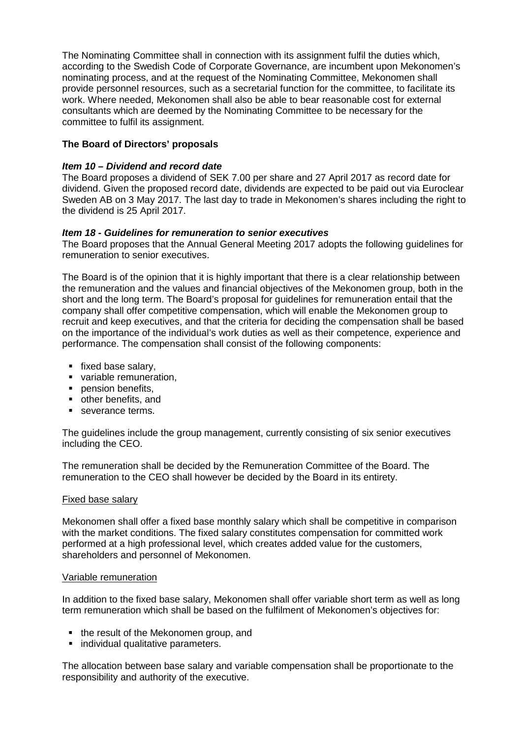The Nominating Committee shall in connection with its assignment fulfil the duties which, according to the Swedish Code of Corporate Governance, are incumbent upon Mekonomen's nominating process, and at the request of the Nominating Committee, Mekonomen shall provide personnel resources, such as a secretarial function for the committee, to facilitate its work. Where needed, Mekonomen shall also be able to bear reasonable cost for external consultants which are deemed by the Nominating Committee to be necessary for the committee to fulfil its assignment.

**The Board of Directors' proposals**

***Item 10 – Dividend and record date***

The Board proposes a dividend of SEK 7.00 per share and 27 April 2017 as record date for dividend. Given the proposed record date, dividends are expected to be paid out via Euroclear Sweden AB on 3 May 2017. The last day to trade in Mekonomen's shares including the right to the dividend is 25 April 2017.

***Item 18 - Guidelines for remuneration to senior executives***

The Board proposes that the Annual General Meeting 2017 adopts the following guidelines for remuneration to senior executives.

The Board is of the opinion that it is highly important that there is a clear relationship between the remuneration and the values and financial objectives of the Mekonomen group, both in the short and the long term. The Board's proposal for guidelines for remuneration entail that the company shall offer competitive compensation, which will enable the Mekonomen group to recruit and keep executives, and that the criteria for deciding the compensation shall be based on the importance of the individual's work duties as well as their competence, experience and performance. The compensation shall consist of the following components:

- fixed base salary,
- variable remuneration,
- pension benefits,
- other benefits, and
- severance terms.

The guidelines include the group management, currently consisting of six senior executives including the CEO.

The remuneration shall be decided by the Remuneration Committee of the Board. The remuneration to the CEO shall however be decided by the Board in its entirety.

Fixed base salary

Mekonomen shall offer a fixed base monthly salary which shall be competitive in comparison with the market conditions. The fixed salary constitutes compensation for committed work performed at a high professional level, which creates added value for the customers, shareholders and personnel of Mekonomen.

Variable remuneration

In addition to the fixed base salary, Mekonomen shall offer variable short term as well as long term remuneration which shall be based on the fulfilment of Mekonomen's objectives for:

- the result of the Mekonomen group, and
- individual qualitative parameters.

The allocation between base salary and variable compensation shall be proportionate to the responsibility and authority of the executive.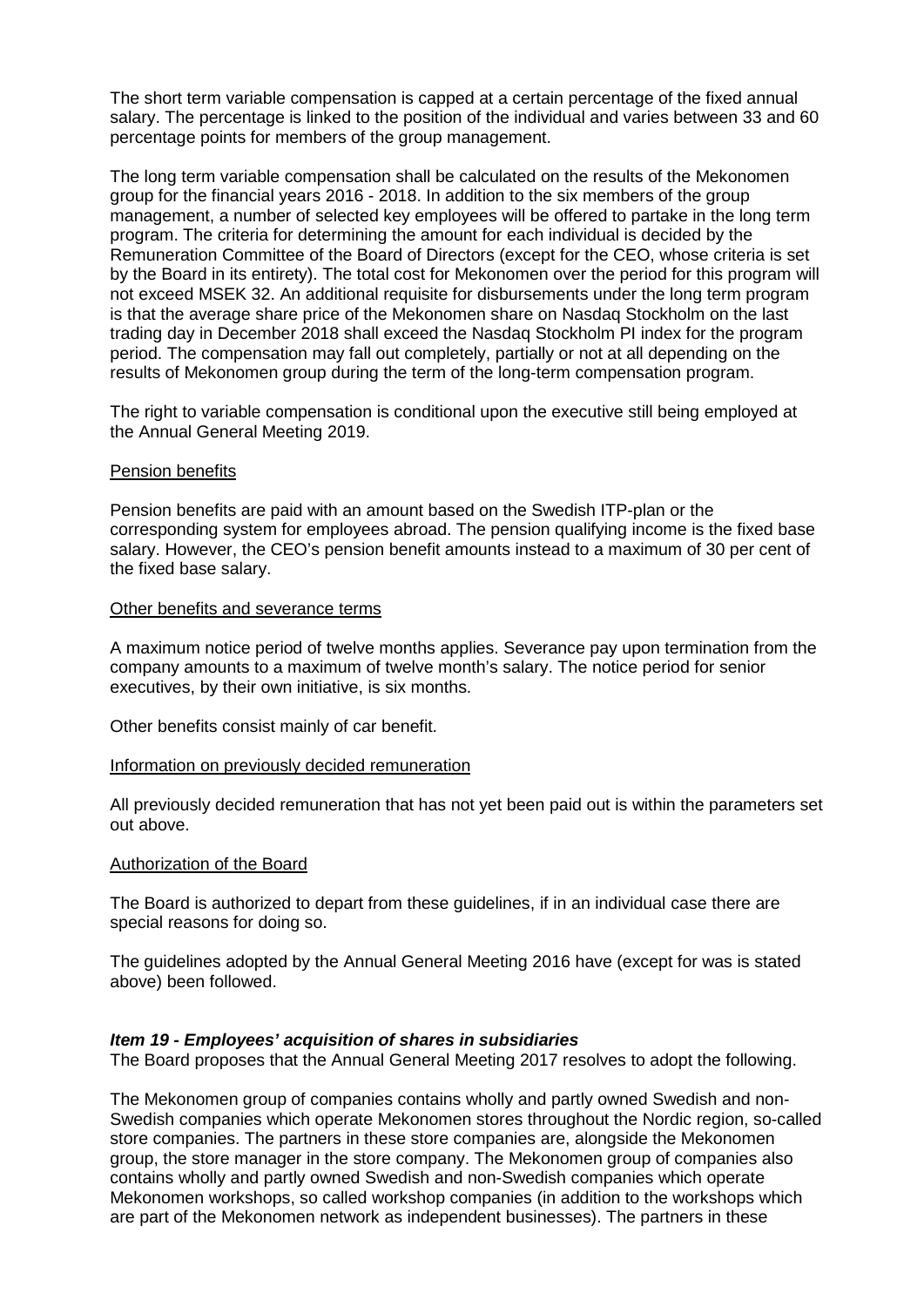The short term variable compensation is capped at a certain percentage of the fixed annual salary. The percentage is linked to the position of the individual and varies between 33 and 60 percentage points for members of the group management.

The long term variable compensation shall be calculated on the results of the Mekonomen group for the financial years 2016 - 2018. In addition to the six members of the group management, a number of selected key employees will be offered to partake in the long term program. The criteria for determining the amount for each individual is decided by the Remuneration Committee of the Board of Directors (except for the CEO, whose criteria is set by the Board in its entirety). The total cost for Mekonomen over the period for this program will not exceed MSEK 32. An additional requisite for disbursements under the long term program is that the average share price of the Mekonomen share on Nasdaq Stockholm on the last trading day in December 2018 shall exceed the Nasdaq Stockholm PI index for the program period. The compensation may fall out completely, partially or not at all depending on the results of Mekonomen group during the term of the long-term compensation program.

The right to variable compensation is conditional upon the executive still being employed at the Annual General Meeting 2019.

<u>Pension benefits</u>

Pension benefits are paid with an amount based on the Swedish ITP-plan or the corresponding system for employees abroad. The pension qualifying income is the fixed base salary. However, the CEO's pension benefit amounts instead to a maximum of 30 per cent of the fixed base salary.

<u>Other benefits and severance terms</u>

A maximum notice period of twelve months applies. Severance pay upon termination from the company amounts to a maximum of twelve month's salary. The notice period for senior executives, by their own initiative, is six months.

Other benefits consist mainly of car benefit.

<u>Information on previously decided remuneration</u>

All previously decided remuneration that has not yet been paid out is within the parameters set out above.

<u>Authorization of the Board</u>

The Board is authorized to depart from these guidelines, if in an individual case there are special reasons for doing so.

The guidelines adopted by the Annual General Meeting 2016 have (except for was is stated above) been followed.

***Item 19 - Employees' acquisition of shares in subsidiaries***

The Board proposes that the Annual General Meeting 2017 resolves to adopt the following.

The Mekonomen group of companies contains wholly and partly owned Swedish and non-Swedish companies which operate Mekonomen stores throughout the Nordic region, so-called store companies. The partners in these store companies are, alongside the Mekonomen group, the store manager in the store company. The Mekonomen group of companies also contains wholly and partly owned Swedish and non-Swedish companies which operate Mekonomen workshops, so called workshop companies (in addition to the workshops which are part of the Mekonomen network as independent businesses). The partners in these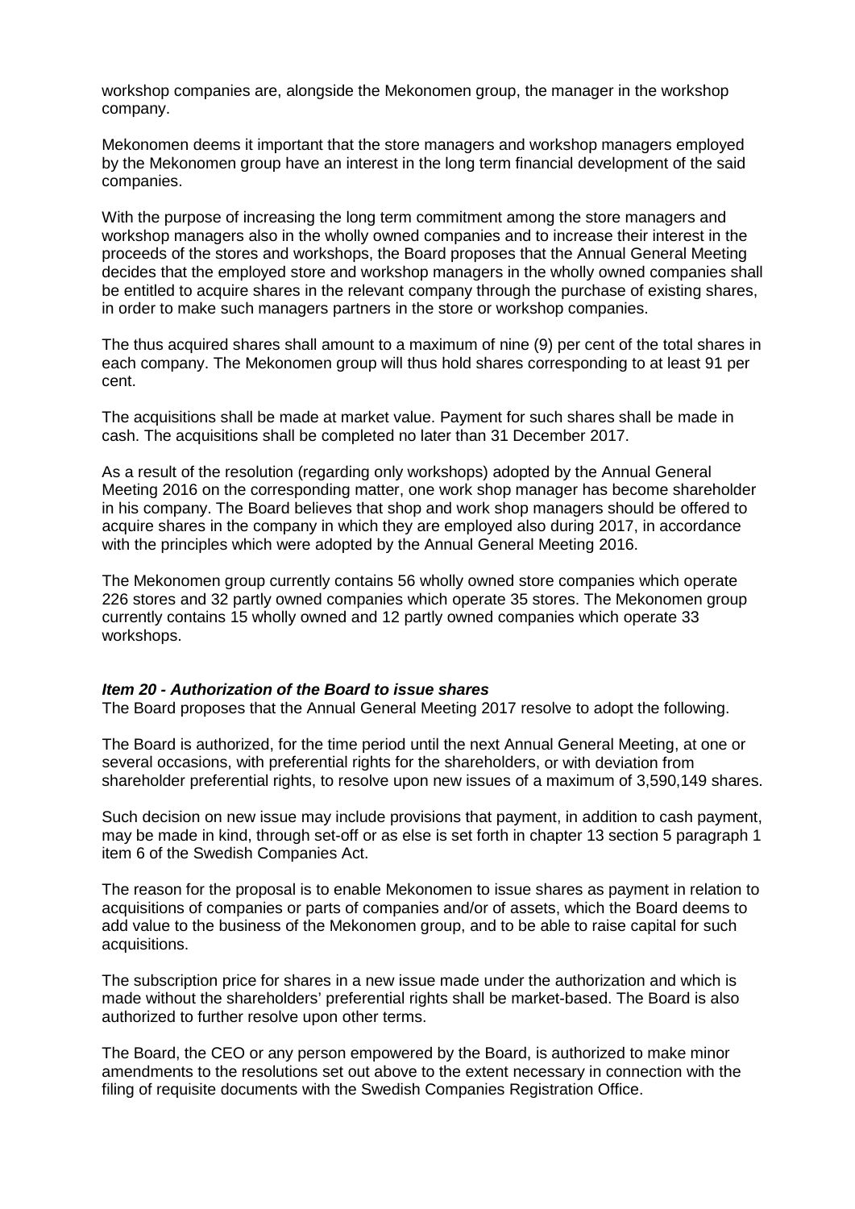workshop companies are, alongside the Mekonomen group, the manager in the workshop company.

Mekonomen deems it important that the store managers and workshop managers employed by the Mekonomen group have an interest in the long term financial development of the said companies.

With the purpose of increasing the long term commitment among the store managers and workshop managers also in the wholly owned companies and to increase their interest in the proceeds of the stores and workshops, the Board proposes that the Annual General Meeting decides that the employed store and workshop managers in the wholly owned companies shall be entitled to acquire shares in the relevant company through the purchase of existing shares, in order to make such managers partners in the store or workshop companies.

The thus acquired shares shall amount to a maximum of nine (9) per cent of the total shares in each company. The Mekonomen group will thus hold shares corresponding to at least 91 per cent.

The acquisitions shall be made at market value. Payment for such shares shall be made in cash. The acquisitions shall be completed no later than 31 December 2017.

As a result of the resolution (regarding only workshops) adopted by the Annual General Meeting 2016 on the corresponding matter, one work shop manager has become shareholder in his company. The Board believes that shop and work shop managers should be offered to acquire shares in the company in which they are employed also during 2017, in accordance with the principles which were adopted by the Annual General Meeting 2016.

The Mekonomen group currently contains 56 wholly owned store companies which operate 226 stores and 32 partly owned companies which operate 35 stores. The Mekonomen group currently contains 15 wholly owned and 12 partly owned companies which operate 33 workshops.

***Item 20 - Authorization of the Board to issue shares***

The Board proposes that the Annual General Meeting 2017 resolve to adopt the following.

The Board is authorized, for the time period until the next Annual General Meeting, at one or several occasions, with preferential rights for the shareholders, or with deviation from shareholder preferential rights, to resolve upon new issues of a maximum of 3,590,149 shares.

Such decision on new issue may include provisions that payment, in addition to cash payment, may be made in kind, through set-off or as else is set forth in chapter 13 section 5 paragraph 1 item 6 of the Swedish Companies Act.

The reason for the proposal is to enable Mekonomen to issue shares as payment in relation to acquisitions of companies or parts of companies and/or of assets, which the Board deems to add value to the business of the Mekonomen group, and to be able to raise capital for such acquisitions.

The subscription price for shares in a new issue made under the authorization and which is made without the shareholders' preferential rights shall be market-based. The Board is also authorized to further resolve upon other terms.

The Board, the CEO or any person empowered by the Board, is authorized to make minor amendments to the resolutions set out above to the extent necessary in connection with the filing of requisite documents with the Swedish Companies Registration Office.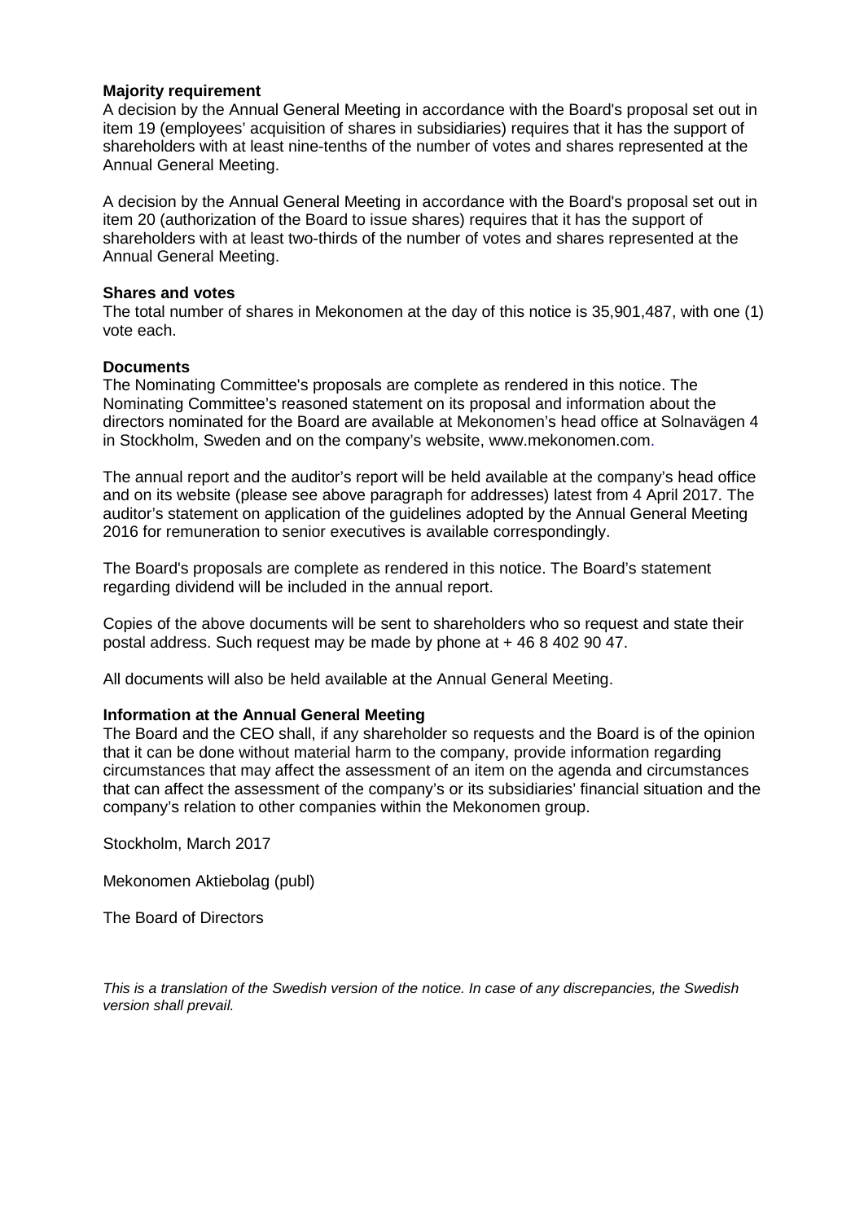**Majority requirement**

A decision by the Annual General Meeting in accordance with the Board's proposal set out in item 19 (employees' acquisition of shares in subsidiaries) requires that it has the support of shareholders with at least nine-tenths of the number of votes and shares represented at the Annual General Meeting.

A decision by the Annual General Meeting in accordance with the Board's proposal set out in item 20 (authorization of the Board to issue shares) requires that it has the support of shareholders with at least two-thirds of the number of votes and shares represented at the Annual General Meeting.

**Shares and votes**

The total number of shares in Mekonomen at the day of this notice is 35,901,487, with one (1) vote each.

**Documents**

The Nominating Committee's proposals are complete as rendered in this notice. The Nominating Committee's reasoned statement on its proposal and information about the directors nominated for the Board are available at Mekonomen's head office at Solnavägen 4 in Stockholm, Sweden and on the company's website, www.mekonomen.com.

The annual report and the auditor's report will be held available at the company's head office and on its website (please see above paragraph for addresses) latest from 4 April 2017. The auditor's statement on application of the guidelines adopted by the Annual General Meeting 2016 for remuneration to senior executives is available correspondingly.

The Board's proposals are complete as rendered in this notice. The Board's statement regarding dividend will be included in the annual report.

Copies of the above documents will be sent to shareholders who so request and state their postal address. Such request may be made by phone at + 46 8 402 90 47.

All documents will also be held available at the Annual General Meeting.

**Information at the Annual General Meeting**

The Board and the CEO shall, if any shareholder so requests and the Board is of the opinion that it can be done without material harm to the company, provide information regarding circumstances that may affect the assessment of an item on the agenda and circumstances that can affect the assessment of the company's or its subsidiaries' financial situation and the company's relation to other companies within the Mekonomen group.

Stockholm, March 2017

Mekonomen Aktiebolag (publ)

The Board of Directors

*This is a translation of the Swedish version of the notice. In case of any discrepancies, the Swedish version shall prevail.*